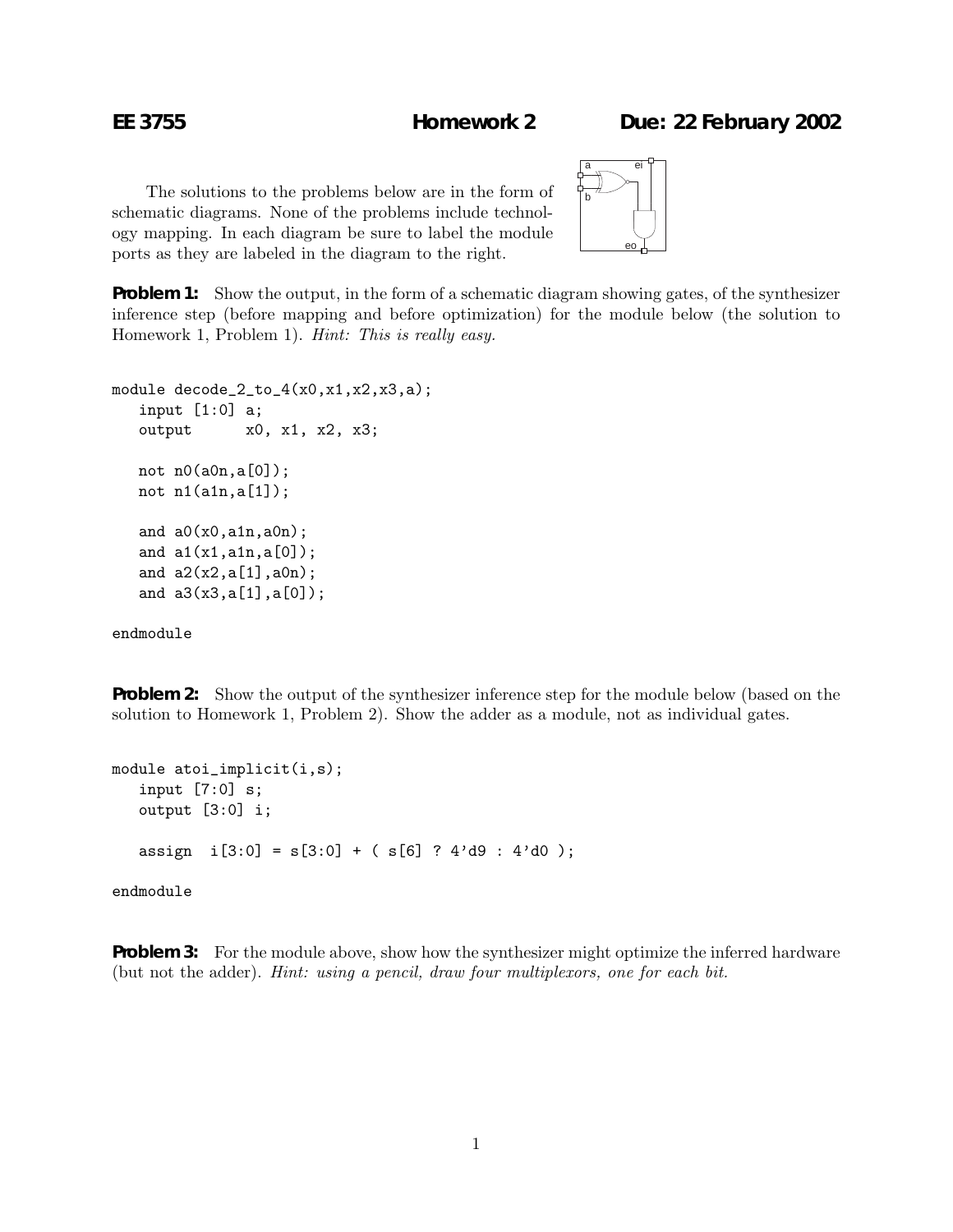**EE 3755** **Homework 2** **Due: 22 February 2002**

The solutions to the problems below are in the form of schematic diagrams. None of the problems include technology mapping. In each diagram be sure to label the module ports as they are labeled in the diagram to the right.

**Problem 1:** Show the output, in the form of a schematic diagram showing gates, of the synthesizer inference step (before mapping and before optimization) for the module below (the solution to Homework 1, Problem 1). *Hint: This is really easy.*

```
module decode_2_to_4(x0,x1,x2,x3,a);
   input [1:0] a;
   output      x0, x1, x2, x3;

   not n0(a0n,a[0]);
   not n1(a1n,a[1]);

   and a0(x0,a1n,a0n);
   and a1(x1,a1n,a[0]);
   and a2(x2,a[1],a0n);
   and a3(x3,a[1],a[0]);

endmodule
```

**Problem 2:** Show the output of the synthesizer inference step for the module below (based on the solution to Homework 1, Problem 2). Show the adder as a module, not as individual gates.

```
module atoi_implicit(i,s);
   input [7:0] s;
   output [3:0] i;

   assign  i[3:0] = s[3:0] + ( s[6] ? 4'd9 : 4'd0 );

endmodule
```

**Problem 3:** For the module above, show how the synthesizer might optimize the inferred hardware (but not the adder). *Hint: using a pencil, draw four multiplexors, one for each bit.*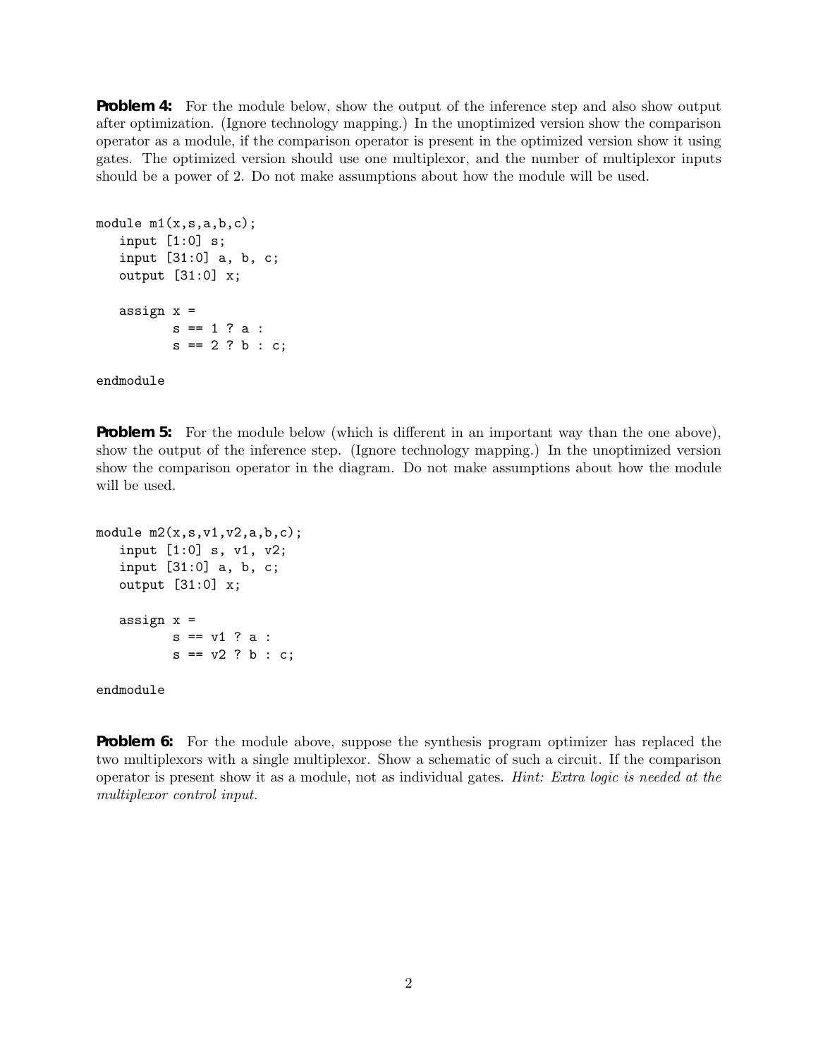**Problem 4:** For the module below, show the output of the inference step and also show output after optimization. (Ignore technology mapping.) In the unoptimized version show the comparison operator as a module, if the comparison operator is present in the optimized version show it using gates. The optimized version should use one multiplexor, and the number of multiplexor inputs should be a power of 2. Do not make assumptions about how the module will be used.

```
module m1(x,s,a,b,c);
   input [1:0] s;
   input [31:0] a, b, c;
   output [31:0] x;

   assign x =
          s == 1 ? a :
          s == 2 ? b : c;

endmodule
```

**Problem 5:** For the module below (which is different in an important way than the one above), show the output of the inference step. (Ignore technology mapping.) In the unoptimized version show the comparison operator in the diagram. Do not make assumptions about how the module will be used.

```
module m2(x,s,v1,v2,a,b,c);
   input [1:0] s, v1, v2;
   input [31:0] a, b, c;
   output [31:0] x;

   assign x =
          s == v1 ? a :
          s == v2 ? b : c;

endmodule
```

**Problem 6:** For the module above, suppose the synthesis program optimizer has replaced the two multiplexors with a single multiplexor. Show a schematic of such a circuit. If the comparison operator is present show it as a module, not as individual gates. *Hint: Extra logic is needed at the multiplexor control input.*